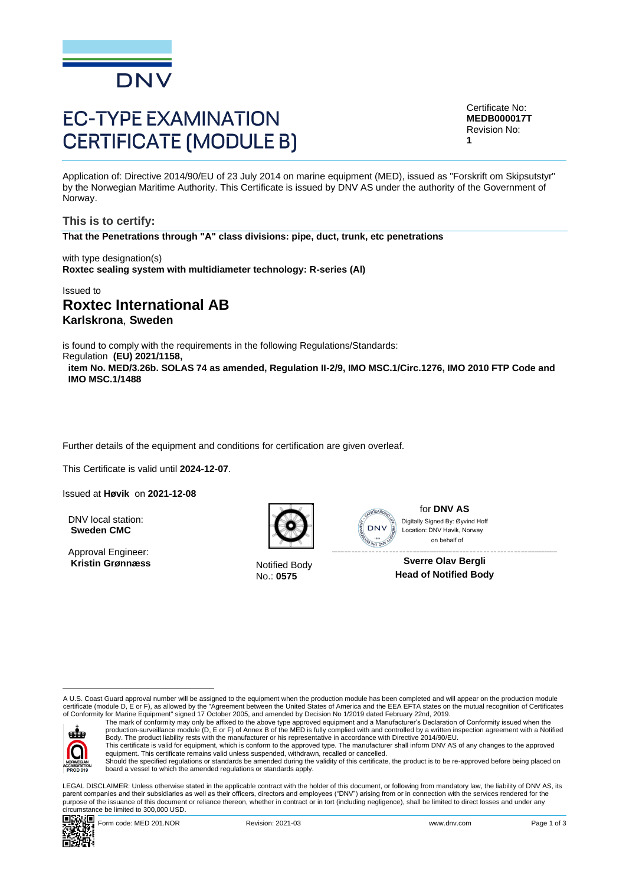# EC-TYPE EXAMINATION CERTIFICATE (MODULE B)

Certificate No:
**MEDB000017T**
Revision No:
**1**

Application of: Directive 2014/90/EU of 23 July 2014 on marine equipment (MED), issued as "Forskrift om Skipsutstyr" by the Norwegian Maritime Authority. This Certificate is issued by DNV AS under the authority of the Government of Norway.

## This is to certify:

**That the Penetrations through "A" class divisions: pipe, duct, trunk, etc penetrations**

with type designation(s)
**Roxtec sealing system with multidiameter technology: R-series (Al)**

Issued to
## Roxtec International AB
**Karlskrona**, **Sweden**

is found to comply with the requirements in the following Regulations/Standards:
Regulation **(EU) 2021/1158,**
**item No. MED/3.26b. SOLAS 74 as amended, Regulation II-2/9, IMO MSC.1/Circ.1276, IMO 2010 FTP Code and IMO MSC.1/1488**

Further details of the equipment and conditions for certification are given overleaf.

This Certificate is valid until **2024-12-07**.

Issued at **Høvik** on **2021-12-08**

DNV local station:
**Sweden CMC**

Approval Engineer:
**Kristin Grønnæss**

Notified Body
No.: **0575**

for **DNV AS**
Digitally Signed By: Øyvind Hoff
Location: DNV Høvik, Norway
on behalf of

**Sverre Olav Bergli**
**Head of Notified Body**

A U.S. Coast Guard approval number will be assigned to the equipment when the production module has been completed and will appear on the production module certificate (module D, E or F), as allowed by the "Agreement between the United States of America and the EEA EFTA states on the mutual recognition of Certificates of Conformity for Marine Equipment" signed 17 October 2005, and amended by Decision No 1/2019 dated February 22nd, 2019.

The mark of conformity may only be affixed to the above type approved equipment and a Manufacturer's Declaration of Conformity issued when the production-surveillance module (D, E or F) of Annex B of the MED is fully complied with and controlled by a written inspection agreement with a Notified Body. The product liability rests with the manufacturer or his representative in accordance with Directive 2014/90/EU.
This certificate is valid for equipment, which is conform to the approved type. The manufacturer shall inform DNV AS of any changes to the approved equipment. This certificate remains valid unless suspended, withdrawn, recalled or cancelled.
Should the specified regulations or standards be amended during the validity of this certificate, the product is to be re-approved before being placed on board a vessel to which the amended regulations or standards apply.

LEGAL DISCLAIMER: Unless otherwise stated in the applicable contract with the holder of this document, or following from mandatory law, the liability of DNV AS, its parent companies and their subsidiaries as well as their officers, directors and employees ("DNV") arising from or in connection with the services rendered for the purpose of the issuance of this document or reliance thereon, whether in contract or in tort (including negligence), shall be limited to direct losses and under any circumstance be limited to 300,000 USD.

Form code: MED 201.NOR　Revision: 2021-03　www.dnv.com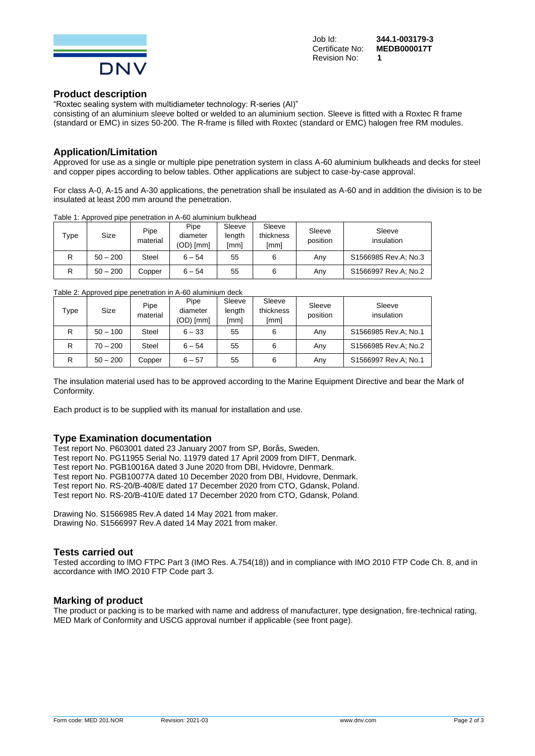Job Id: **344.1-003179-3**
Certificate No: **MEDB000017T**
Revision No: **1**

## Product description

"Roxtec sealing system with multidiameter technology: R-series (Al)"
consisting of an aluminium sleeve bolted or welded to an aluminium section. Sleeve is fitted with a Roxtec R frame (standard or EMC) in sizes 50-200. The R-frame is filled with Roxtec (standard or EMC) halogen free RM modules.

## Application/Limitation

Approved for use as a single or multiple pipe penetration system in class A-60 aluminium bulkheads and decks for steel and copper pipes according to below tables. Other applications are subject to case-by-case approval.

For class A-0, A-15 and A-30 applications, the penetration shall be insulated as A-60 and in addition the division is to be insulated at least 200 mm around the penetration.

Table 1: Approved pipe penetration in A-60 aluminium bulkhead

| Type | Size | Pipe material | Pipe diameter (OD) [mm] | Sleeve length [mm] | Sleeve thickness [mm] | Sleeve position | Sleeve insulation |
|---|---|---|---|---|---|---|---|
| R | 50 – 200 | Steel | 6 – 54 | 55 | 6 | Any | S1566985 Rev.A; No.3 |
| R | 50 – 200 | Copper | 6 – 54 | 55 | 6 | Any | S1566997 Rev.A; No.2 |

Table 2: Approved pipe penetration in A-60 aluminium deck

| Type | Size | Pipe material | Pipe diameter (OD) [mm] | Sleeve length [mm] | Sleeve thickness [mm] | Sleeve position | Sleeve insulation |
|---|---|---|---|---|---|---|---|
| R | 50 – 100 | Steel | 6 – 33 | 55 | 6 | Any | S1566985 Rev.A; No.1 |
| R | 70 – 200 | Steel | 6 – 54 | 55 | 6 | Any | S1566985 Rev.A; No.2 |
| R | 50 – 200 | Copper | 6 – 57 | 55 | 6 | Any | S1566997 Rev.A; No.1 |

The insulation material used has to be approved according to the Marine Equipment Directive and bear the Mark of Conformity.

Each product is to be supplied with its manual for installation and use.

## Type Examination documentation

Test report No. P603001 dated 23 January 2007 from SP, Borås, Sweden.
Test report No. PG11955 Serial No. 11979 dated 17 April 2009 from DIFT, Denmark.
Test report No. PGB10016A dated 3 June 2020 from DBI, Hvidovre, Denmark.
Test report No. PGB10077A dated 10 December 2020 from DBI, Hvidovre, Denmark.
Test report No. RS-20/B-408/E dated 17 December 2020 from CTO, Gdansk, Poland.
Test report No. RS-20/B-410/E dated 17 December 2020 from CTO, Gdansk, Poland.

Drawing No. S1566985 Rev.A dated 14 May 2021 from maker.
Drawing No. S1566997 Rev.A dated 14 May 2021 from maker.

## Tests carried out

Tested according to IMO FTPC Part 3 (IMO Res. A.754(18)) and in compliance with IMO 2010 FTP Code Ch. 8, and in accordance with IMO 2010 FTP Code part 3.

## Marking of product

The product or packing is to be marked with name and address of manufacturer, type designation, fire-technical rating, MED Mark of Conformity and USCG approval number if applicable (see front page).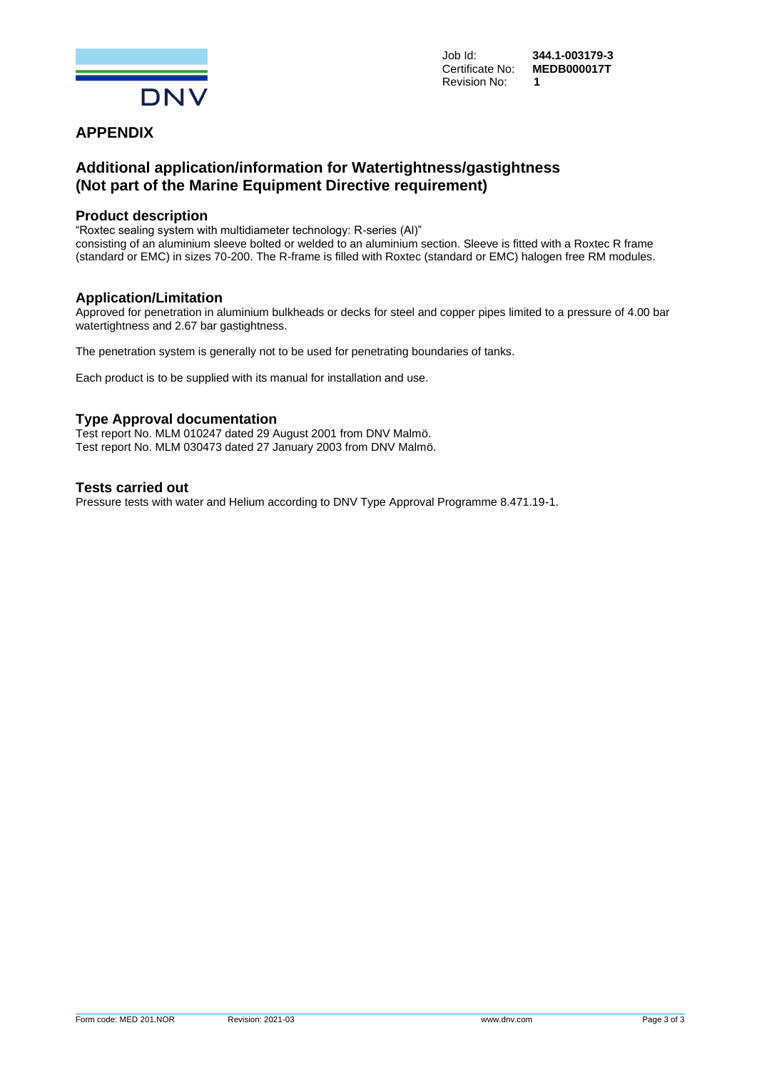Job Id: **344.1-003179-3**
Certificate No: **MEDB000017T**
Revision No: **1**

## APPENDIX

## Additional application/information for Watertightness/gastightness (Not part of the Marine Equipment Directive requirement)

### Product description

"Roxtec sealing system with multidiameter technology: R-series (Al)"
consisting of an aluminium sleeve bolted or welded to an aluminium section. Sleeve is fitted with a Roxtec R frame (standard or EMC) in sizes 70-200. The R-frame is filled with Roxtec (standard or EMC) halogen free RM modules.

### Application/Limitation

Approved for penetration in aluminium bulkheads or decks for steel and copper pipes limited to a pressure of 4.00 bar watertightness and 2.67 bar gastightness.

The penetration system is generally not to be used for penetrating boundaries of tanks.

Each product is to be supplied with its manual for installation and use.

### Type Approval documentation

Test report No. MLM 010247 dated 29 August 2001 from DNV Malmö.
Test report No. MLM 030473 dated 27 January 2003 from DNV Malmö.

### Tests carried out

Pressure tests with water and Helium according to DNV Type Approval Programme 8.471.19-1.